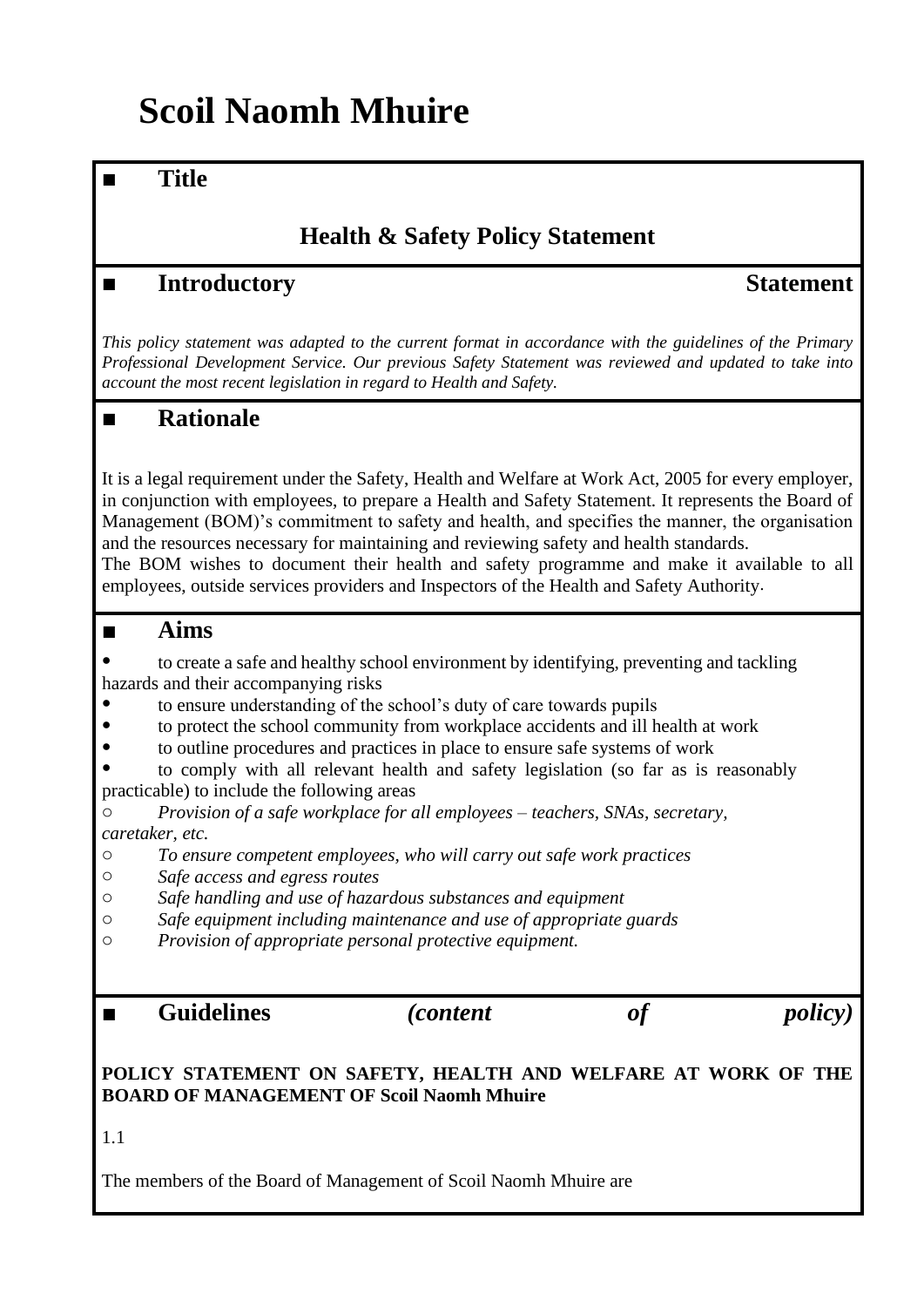# Scoil Naomh Mhuire

## ■ Title

**Health & Safety Policy Statement**

## ■ Introductory Statement

*This policy statement was adapted to the current format in accordance with the guidelines of the Primary Professional Development Service. Our previous Safety Statement was reviewed and updated to take into account the most recent legislation in regard to Health and Safety.*

## ■ Rationale

It is a legal requirement under the Safety, Health and Welfare at Work Act, 2005 for every employer, in conjunction with employees, to prepare a Health and Safety Statement. It represents the Board of Management (BOM)'s commitment to safety and health, and specifies the manner, the organisation and the resources necessary for maintaining and reviewing safety and health standards.
The BOM wishes to document their health and safety programme and make it available to all employees, outside services providers and Inspectors of the Health and Safety Authority.

## ■ Aims

- to create a safe and healthy school environment by identifying, preventing and tackling hazards and their accompanying risks
- to ensure understanding of the school's duty of care towards pupils
- to protect the school community from workplace accidents and ill health at work
- to outline procedures and practices in place to ensure safe systems of work
- to comply with all relevant health and safety legislation (so far as is reasonably practicable) to include the following areas
  - *Provision of a safe workplace for all employees – teachers, SNAs, secretary, caretaker, etc.*
  - *To ensure competent employees, who will carry out safe work practices*
  - *Safe access and egress routes*
  - *Safe handling and use of hazardous substances and equipment*
  - *Safe equipment including maintenance and use of appropriate guards*
  - *Provision of appropriate personal protective equipment.*

## ■ Guidelines *(content of policy)*

**POLICY STATEMENT ON SAFETY, HEALTH AND WELFARE AT WORK OF THE BOARD OF MANAGEMENT OF Scoil Naomh Mhuire**

1.1

The members of the Board of Management of Scoil Naomh Mhuire are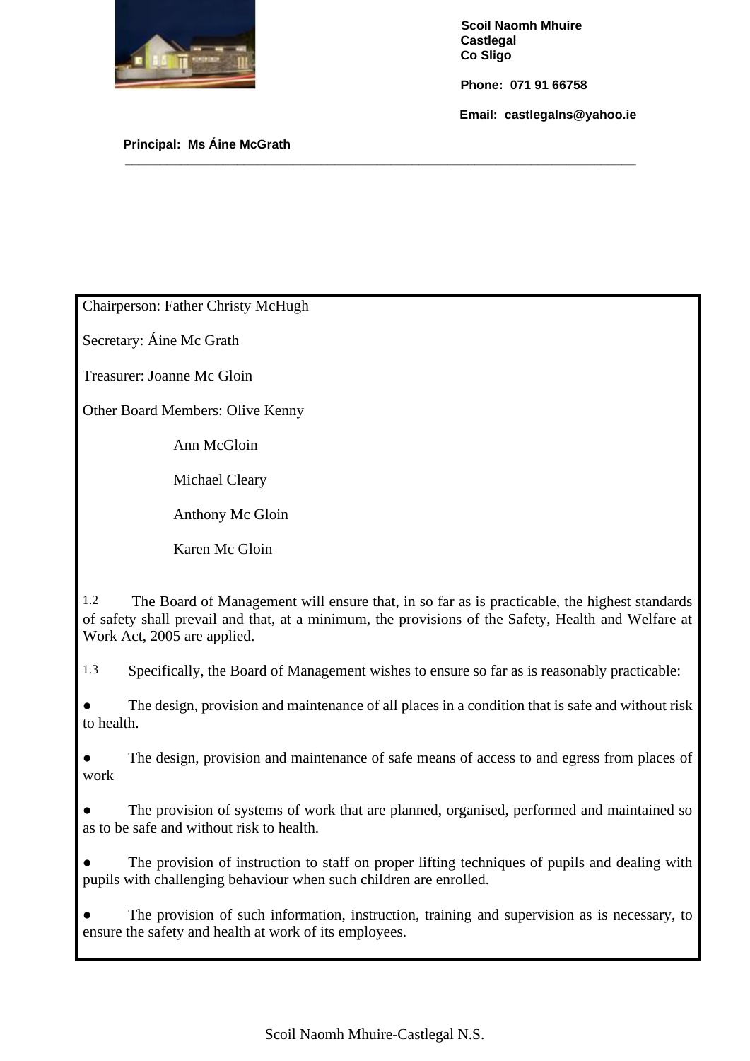**Scoil Naomh Mhuire**
**Castlegal**
**Co Sligo**

**Phone: 071 91 66758**

**Email: castlegalns@yahoo.ie**

**Principal: Ms Áine McGrath**

---

Chairperson: Father Christy McHugh

Secretary: Áine Mc Grath

Treasurer: Joanne Mc Gloin

Other Board Members: Olive Kenny

Ann McGloin

Michael Cleary

Anthony Mc Gloin

Karen Mc Gloin

1.2 The Board of Management will ensure that, in so far as is practicable, the highest standards of safety shall prevail and that, at a minimum, the provisions of the Safety, Health and Welfare at Work Act, 2005 are applied.

1.3 Specifically, the Board of Management wishes to ensure so far as is reasonably practicable:

- The design, provision and maintenance of all places in a condition that is safe and without risk to health.
- The design, provision and maintenance of safe means of access to and egress from places of work
- The provision of systems of work that are planned, organised, performed and maintained so as to be safe and without risk to health.
- The provision of instruction to staff on proper lifting techniques of pupils and dealing with pupils with challenging behaviour when such children are enrolled.
- The provision of such information, instruction, training and supervision as is necessary, to ensure the safety and health at work of its employees.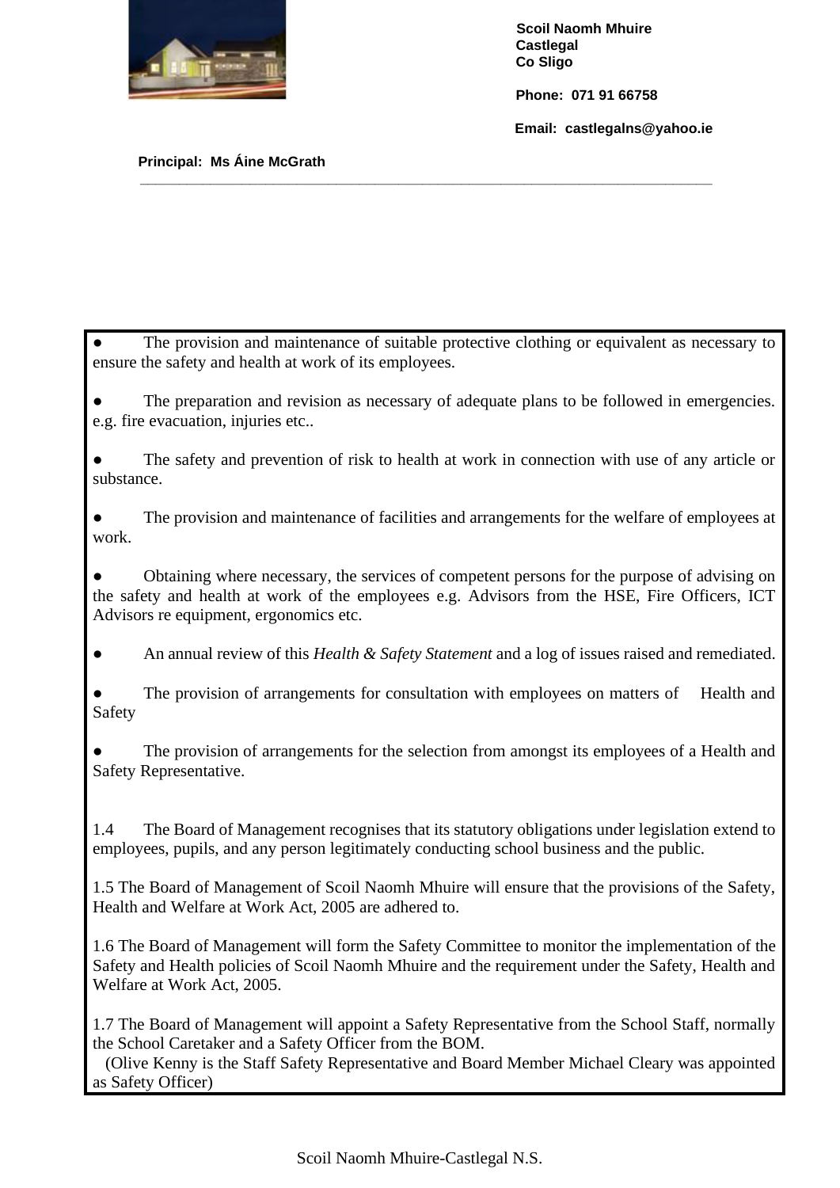Scoil Naomh Mhuire
Castlegal
Co Sligo

Phone: 071 91 66758

Email: castlegalns@yahoo.ie

**Principal: Ms Áine McGrath**

---

- The provision and maintenance of suitable protective clothing or equivalent as necessary to ensure the safety and health at work of its employees.

- The preparation and revision as necessary of adequate plans to be followed in emergencies. e.g. fire evacuation, injuries etc..

- The safety and prevention of risk to health at work in connection with use of any article or substance.

- The provision and maintenance of facilities and arrangements for the welfare of employees at work.

- Obtaining where necessary, the services of competent persons for the purpose of advising on the safety and health at work of the employees e.g. Advisors from the HSE, Fire Officers, ICT Advisors re equipment, ergonomics etc.

- An annual review of this *Health & Safety Statement* and a log of issues raised and remediated.

- The provision of arrangements for consultation with employees on matters of Health and Safety

- The provision of arrangements for the selection from amongst its employees of a Health and Safety Representative.

1.4 The Board of Management recognises that its statutory obligations under legislation extend to employees, pupils, and any person legitimately conducting school business and the public.

1.5 The Board of Management of Scoil Naomh Mhuire will ensure that the provisions of the Safety, Health and Welfare at Work Act, 2005 are adhered to.

1.6 The Board of Management will form the Safety Committee to monitor the implementation of the Safety and Health policies of Scoil Naomh Mhuire and the requirement under the Safety, Health and Welfare at Work Act, 2005.

1.7 The Board of Management will appoint a Safety Representative from the School Staff, normally the School Caretaker and a Safety Officer from the BOM.
(Olive Kenny is the Staff Safety Representative and Board Member Michael Cleary was appointed as Safety Officer)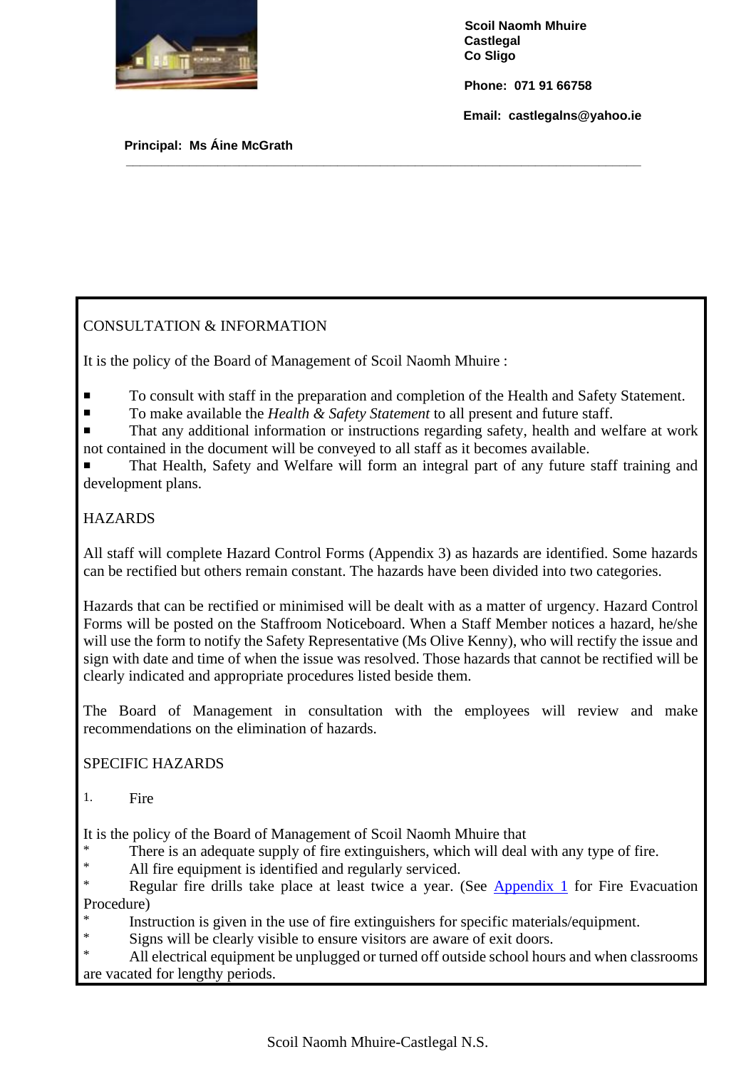**Scoil Naomh Mhuire**
**Castlegal**
**Co Sligo**

**Phone: 071 91 66758**

**Email: castlegalns@yahoo.ie**

**Principal: Ms Áine McGrath**

---

CONSULTATION & INFORMATION

It is the policy of the Board of Management of Scoil Naomh Mhuire :

- To consult with staff in the preparation and completion of the Health and Safety Statement.
- To make available the *Health & Safety Statement* to all present and future staff.
- That any additional information or instructions regarding safety, health and welfare at work not contained in the document will be conveyed to all staff as it becomes available.
- That Health, Safety and Welfare will form an integral part of any future staff training and development plans.

HAZARDS

All staff will complete Hazard Control Forms (Appendix 3) as hazards are identified. Some hazards can be rectified but others remain constant. The hazards have been divided into two categories.

Hazards that can be rectified or minimised will be dealt with as a matter of urgency. Hazard Control Forms will be posted on the Staffroom Noticeboard. When a Staff Member notices a hazard, he/she will use the form to notify the Safety Representative (Ms Olive Kenny), who will rectify the issue and sign with date and time of when the issue was resolved. Those hazards that cannot be rectified will be clearly indicated and appropriate procedures listed beside them.

The Board of Management in consultation with the employees will review and make recommendations on the elimination of hazards.

SPECIFIC HAZARDS

1. Fire

It is the policy of the Board of Management of Scoil Naomh Mhuire that

* There is an adequate supply of fire extinguishers, which will deal with any type of fire.
* All fire equipment is identified and regularly serviced.
* Regular fire drills take place at least twice a year. (See Appendix 1 for Fire Evacuation Procedure)
* Instruction is given in the use of fire extinguishers for specific materials/equipment.
* Signs will be clearly visible to ensure visitors are aware of exit doors.
* All electrical equipment be unplugged or turned off outside school hours and when classrooms are vacated for lengthy periods.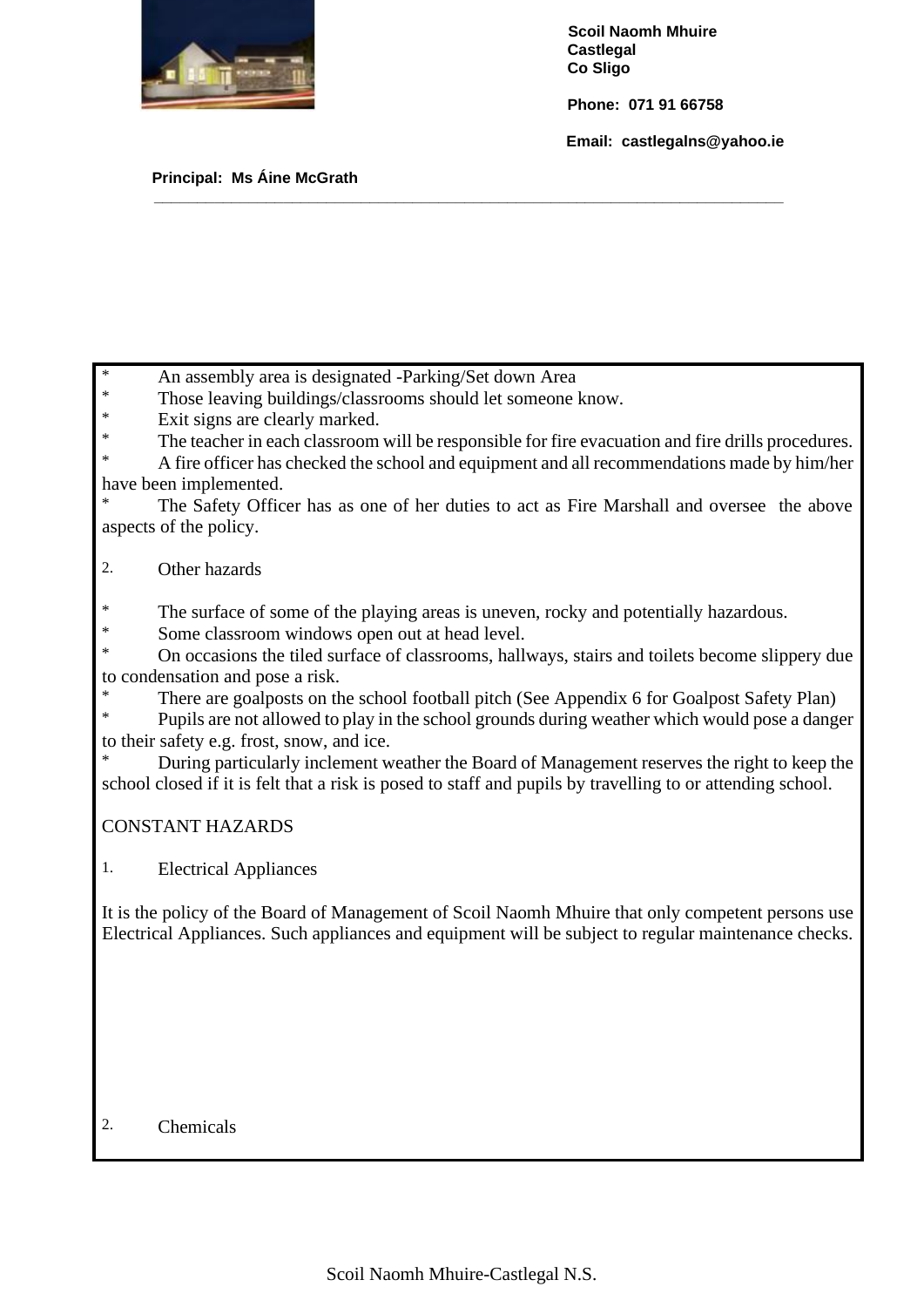* An assembly area is designated -Parking/Set down Area
* Those leaving buildings/classrooms should let someone know.
* Exit signs are clearly marked.
* The teacher in each classroom will be responsible for fire evacuation and fire drills procedures.
* A fire officer has checked the school and equipment and all recommendations made by him/her have been implemented.
* The Safety Officer has as one of her duties to act as Fire Marshall and oversee the above aspects of the policy.

2. Other hazards

* The surface of some of the playing areas is uneven, rocky and potentially hazardous.
* Some classroom windows open out at head level.
* On occasions the tiled surface of classrooms, hallways, stairs and toilets become slippery due to condensation and pose a risk.
* There are goalposts on the school football pitch (See Appendix 6 for Goalpost Safety Plan)
* Pupils are not allowed to play in the school grounds during weather which would pose a danger to their safety e.g. frost, snow, and ice.
* During particularly inclement weather the Board of Management reserves the right to keep the school closed if it is felt that a risk is posed to staff and pupils by travelling to or attending school.

CONSTANT HAZARDS

1. Electrical Appliances

It is the policy of the Board of Management of Scoil Naomh Mhuire that only competent persons use Electrical Appliances. Such appliances and equipment will be subject to regular maintenance checks.

2. Chemicals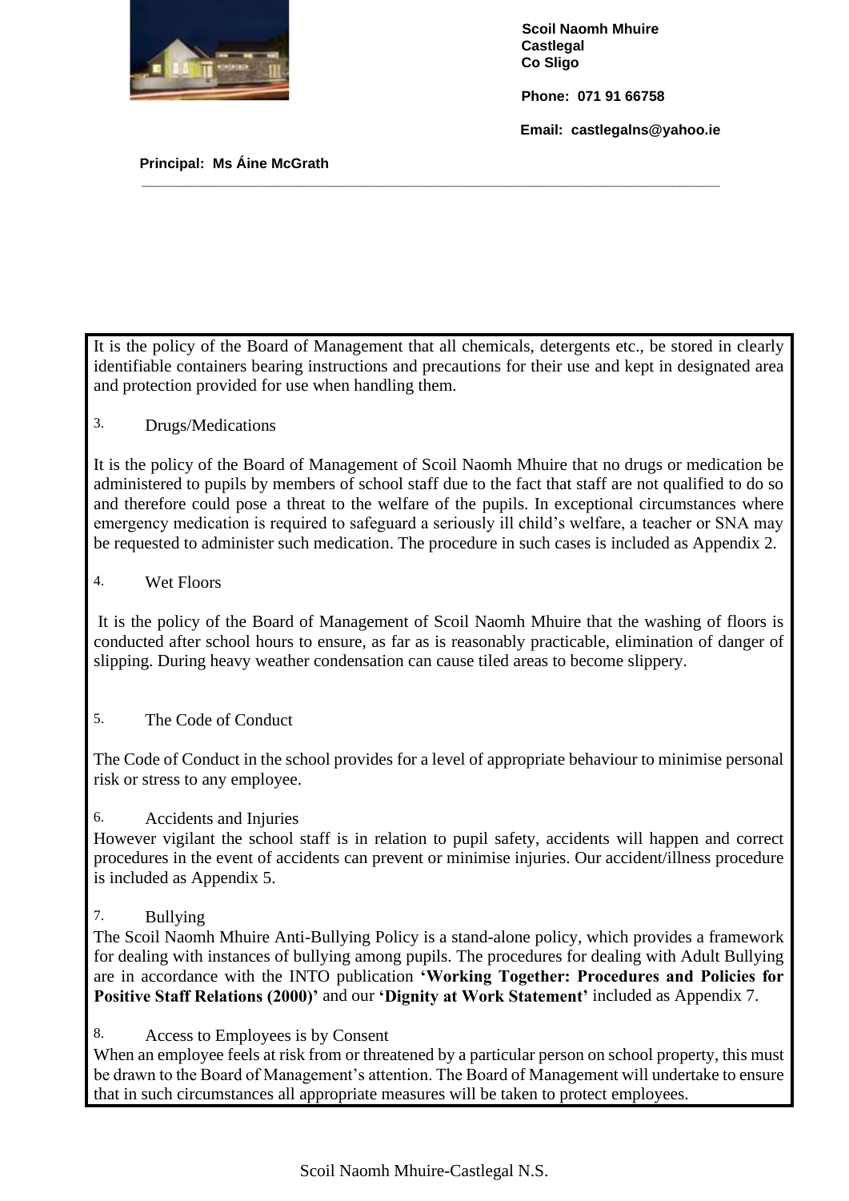**Scoil Naomh Mhuire**
**Castlegal**
**Co Sligo**

**Phone: 071 91 66758**

**Email: castlegalns@yahoo.ie**

**Principal: Ms Áine McGrath**

---

It is the policy of the Board of Management that all chemicals, detergents etc., be stored in clearly identifiable containers bearing instructions and precautions for their use and kept in designated area and protection provided for use when handling them.

3. Drugs/Medications

It is the policy of the Board of Management of Scoil Naomh Mhuire that no drugs or medication be administered to pupils by members of school staff due to the fact that staff are not qualified to do so and therefore could pose a threat to the welfare of the pupils. In exceptional circumstances where emergency medication is required to safeguard a seriously ill child's welfare, a teacher or SNA may be requested to administer such medication. The procedure in such cases is included as Appendix 2.

4. Wet Floors

It is the policy of the Board of Management of Scoil Naomh Mhuire that the washing of floors is conducted after school hours to ensure, as far as is reasonably practicable, elimination of danger of slipping. During heavy weather condensation can cause tiled areas to become slippery.

5. The Code of Conduct

The Code of Conduct in the school provides for a level of appropriate behaviour to minimise personal risk or stress to any employee.

6. Accidents and Injuries

However vigilant the school staff is in relation to pupil safety, accidents will happen and correct procedures in the event of accidents can prevent or minimise injuries. Our accident/illness procedure is included as Appendix 5.

7. Bullying

The Scoil Naomh Mhuire Anti-Bullying Policy is a stand-alone policy, which provides a framework for dealing with instances of bullying among pupils. The procedures for dealing with Adult Bullying are in accordance with the INTO publication **'Working Together: Procedures and Policies for Positive Staff Relations (2000)'** and our **'Dignity at Work Statement'** included as Appendix 7.

8. Access to Employees is by Consent

When an employee feels at risk from or threatened by a particular person on school property, this must be drawn to the Board of Management's attention. The Board of Management will undertake to ensure that in such circumstances all appropriate measures will be taken to protect employees.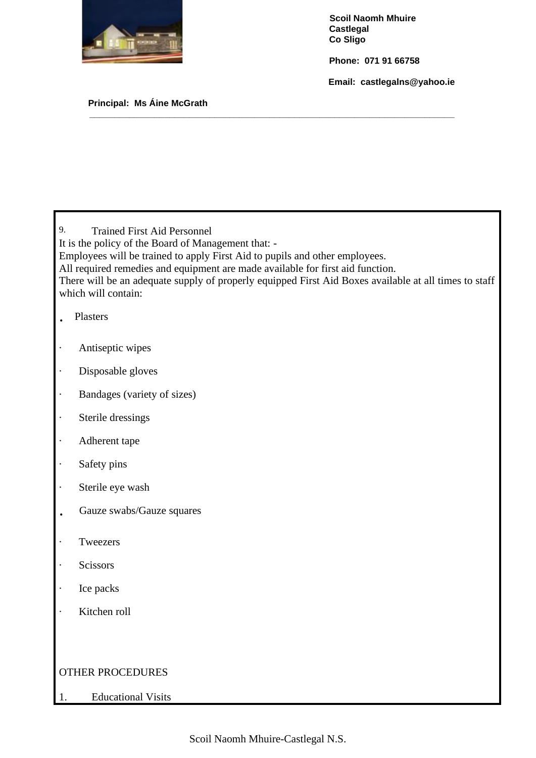Scoil Naomh Mhuire
Castlegal
Co Sligo

Phone: 071 91 66758

Email: castlegalns@yahoo.ie

Principal: Ms Áine McGrath

---

9. Trained First Aid Personnel

It is the policy of the Board of Management that: -

Employees will be trained to apply First Aid to pupils and other employees.

All required remedies and equipment are made available for first aid function.

There will be an adequate supply of properly equipped First Aid Boxes available at all times to staff which will contain:

- Plasters
- Antiseptic wipes
- Disposable gloves
- Bandages (variety of sizes)
- Sterile dressings
- Adherent tape
- Safety pins
- Sterile eye wash
- Gauze swabs/Gauze squares
- Tweezers
- Scissors
- Ice packs
- Kitchen roll

OTHER PROCEDURES

1. Educational Visits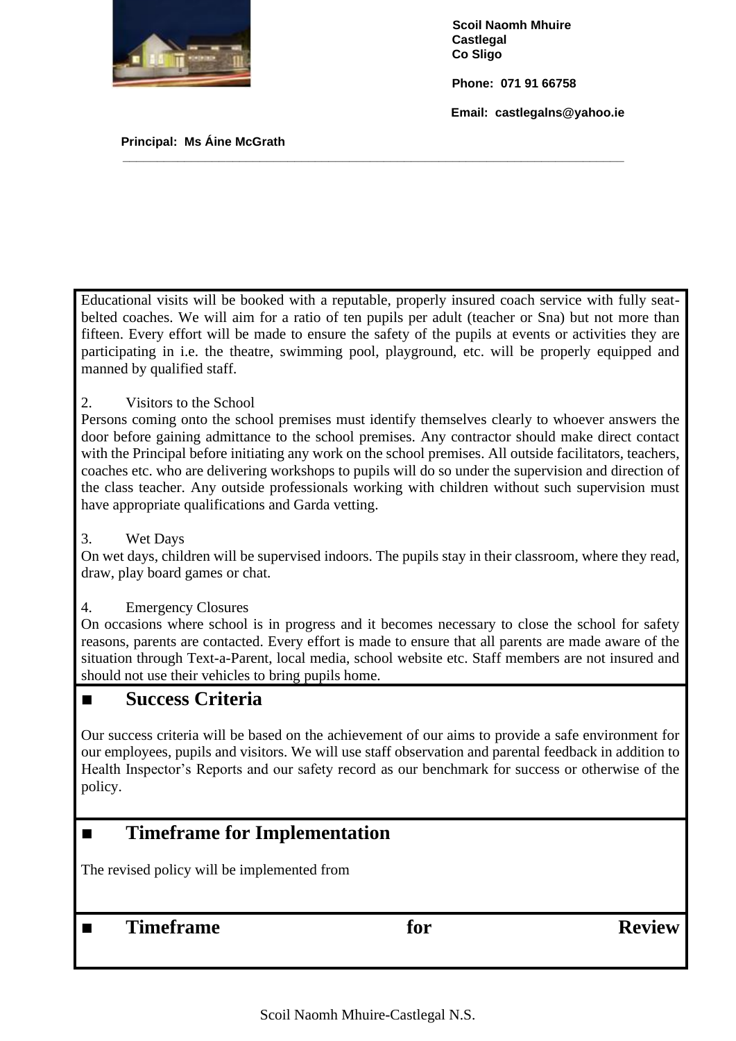Scoil Naomh Mhuire
Castlegal
Co Sligo

Phone: 071 91 66758

Email: castlegalns@yahoo.ie

Principal: Ms Áine McGrath

---

Educational visits will be booked with a reputable, properly insured coach service with fully seat-belted coaches. We will aim for a ratio of ten pupils per adult (teacher or Sna) but not more than fifteen. Every effort will be made to ensure the safety of the pupils at events or activities they are participating in i.e. the theatre, swimming pool, playground, etc. will be properly equipped and manned by qualified staff.

2. Visitors to the School

Persons coming onto the school premises must identify themselves clearly to whoever answers the door before gaining admittance to the school premises. Any contractor should make direct contact with the Principal before initiating any work on the school premises. All outside facilitators, teachers, coaches etc. who are delivering workshops to pupils will do so under the supervision and direction of the class teacher. Any outside professionals working with children without such supervision must have appropriate qualifications and Garda vetting.

3. Wet Days

On wet days, children will be supervised indoors. The pupils stay in their classroom, where they read, draw, play board games or chat.

4. Emergency Closures

On occasions where school is in progress and it becomes necessary to close the school for safety reasons, parents are contacted. Every effort is made to ensure that all parents are made aware of the situation through Text-a-Parent, local media, school website etc. Staff members are not insured and should not use their vehicles to bring pupils home.

## ■ Success Criteria

Our success criteria will be based on the achievement of our aims to provide a safe environment for our employees, pupils and visitors. We will use staff observation and parental feedback in addition to Health Inspector's Reports and our safety record as our benchmark for success or otherwise of the policy.

## ■ Timeframe for Implementation

The revised policy will be implemented from

## ■ Timeframe for Review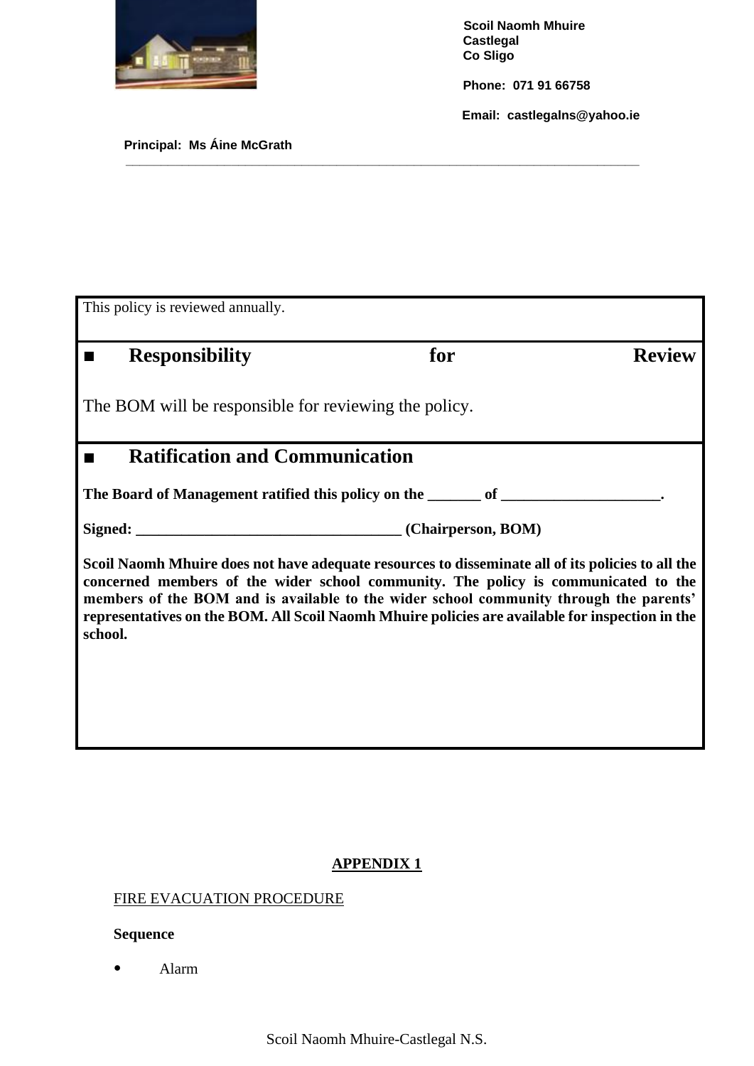Scoil Naomh Mhuire
Castlegal
Co Sligo

Phone: 071 91 66758

Email: castlegalns@yahoo.ie

Principal: Ms Áine McGrath

---

This policy is reviewed annually.

## ■ Responsibility for Review

The BOM will be responsible for reviewing the policy.

## ■ Ratification and Communication

**The Board of Management ratified this policy on the _______ of _____________________.**

**Signed: ___________________________________ (Chairperson, BOM)**

**Scoil Naomh Mhuire does not have adequate resources to disseminate all of its policies to all the concerned members of the wider school community. The policy is communicated to the members of the BOM and is available to the wider school community through the parents' representatives on the BOM. All Scoil Naomh Mhuire policies are available for inspection in the school.**

## APPENDIX 1

FIRE EVACUATION PROCEDURE

**Sequence**

- Alarm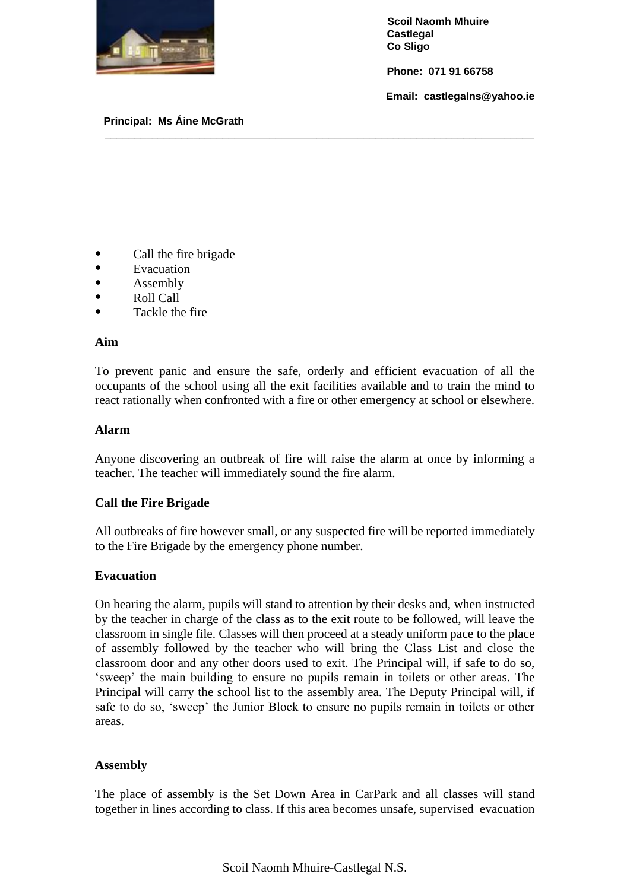Scoil Naomh Mhuire
Castlegal
Co Sligo

Phone: 071 91 66758

Email: castlegalns@yahoo.ie

Principal: Ms Áine McGrath

---

- Call the fire brigade
- Evacuation
- Assembly
- Roll Call
- Tackle the fire

**Aim**

To prevent panic and ensure the safe, orderly and efficient evacuation of all the occupants of the school using all the exit facilities available and to train the mind to react rationally when confronted with a fire or other emergency at school or elsewhere.

**Alarm**

Anyone discovering an outbreak of fire will raise the alarm at once by informing a teacher. The teacher will immediately sound the fire alarm.

**Call the Fire Brigade**

All outbreaks of fire however small, or any suspected fire will be reported immediately to the Fire Brigade by the emergency phone number.

**Evacuation**

On hearing the alarm, pupils will stand to attention by their desks and, when instructed by the teacher in charge of the class as to the exit route to be followed, will leave the classroom in single file. Classes will then proceed at a steady uniform pace to the place of assembly followed by the teacher who will bring the Class List and close the classroom door and any other doors used to exit. The Principal will, if safe to do so, 'sweep' the main building to ensure no pupils remain in toilets or other areas. The Principal will carry the school list to the assembly area. The Deputy Principal will, if safe to do so, 'sweep' the Junior Block to ensure no pupils remain in toilets or other areas.

**Assembly**

The place of assembly is the Set Down Area in CarPark and all classes will stand together in lines according to class. If this area becomes unsafe, supervised evacuation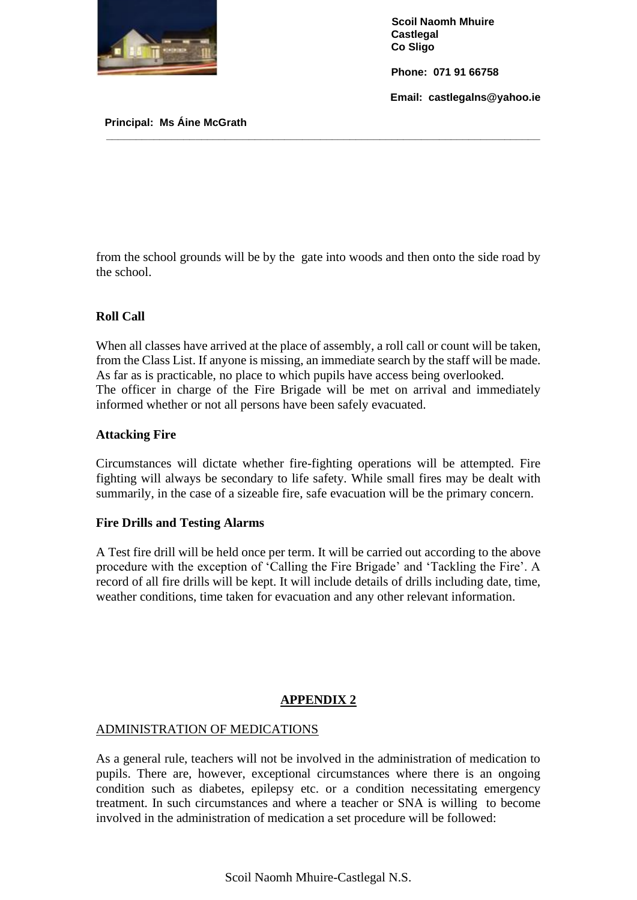from the school grounds will be by the gate into woods and then onto the side road by the school.

**Roll Call**

When all classes have arrived at the place of assembly, a roll call or count will be taken, from the Class List. If anyone is missing, an immediate search by the staff will be made. As far as is practicable, no place to which pupils have access being overlooked.
The officer in charge of the Fire Brigade will be met on arrival and immediately informed whether or not all persons have been safely evacuated.

**Attacking Fire**

Circumstances will dictate whether fire-fighting operations will be attempted. Fire fighting will always be secondary to life safety. While small fires may be dealt with summarily, in the case of a sizeable fire, safe evacuation will be the primary concern.

**Fire Drills and Testing Alarms**

A Test fire drill will be held once per term. It will be carried out according to the above procedure with the exception of 'Calling the Fire Brigade' and 'Tackling the Fire'. A record of all fire drills will be kept. It will include details of drills including date, time, weather conditions, time taken for evacuation and any other relevant information.

## APPENDIX 2

ADMINISTRATION OF MEDICATIONS

As a general rule, teachers will not be involved in the administration of medication to pupils. There are, however, exceptional circumstances where there is an ongoing condition such as diabetes, epilepsy etc. or a condition necessitating emergency treatment. In such circumstances and where a teacher or SNA is willing to become involved in the administration of medication a set procedure will be followed: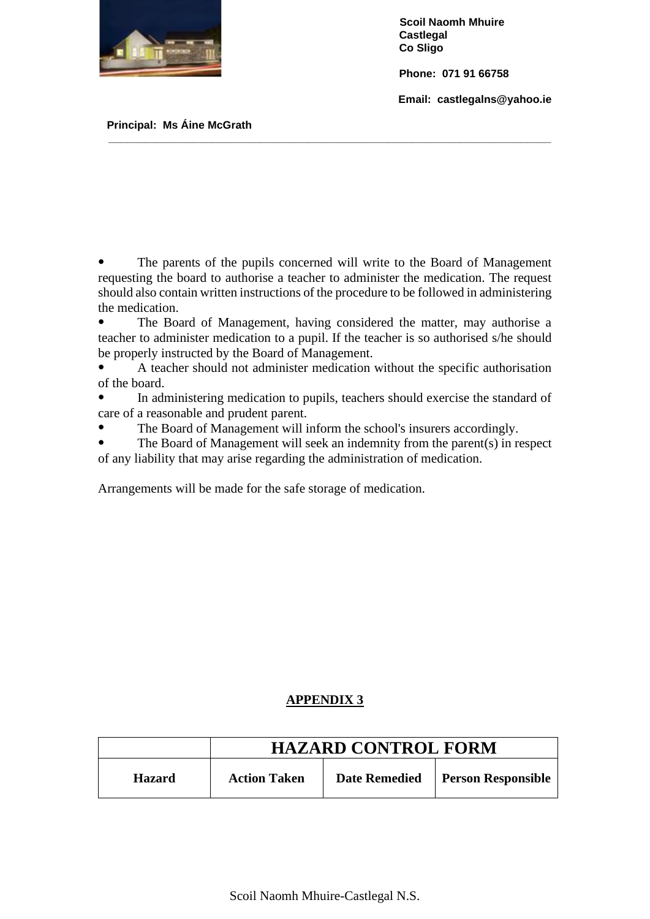- The parents of the pupils concerned will write to the Board of Management requesting the board to authorise a teacher to administer the medication. The request should also contain written instructions of the procedure to be followed in administering the medication.
- The Board of Management, having considered the matter, may authorise a teacher to administer medication to a pupil. If the teacher is so authorised s/he should be properly instructed by the Board of Management.
- A teacher should not administer medication without the specific authorisation of the board.
- In administering medication to pupils, teachers should exercise the standard of care of a reasonable and prudent parent.
- The Board of Management will inform the school's insurers accordingly.
- The Board of Management will seek an indemnity from the parent(s) in respect of any liability that may arise regarding the administration of medication.

Arrangements will be made for the safe storage of medication.

## APPENDIX 3

| | HAZARD CONTROL FORM | | |
|---|---|---|---|
| **Hazard** | **Action Taken** | **Date Remedied** | **Person Responsible** |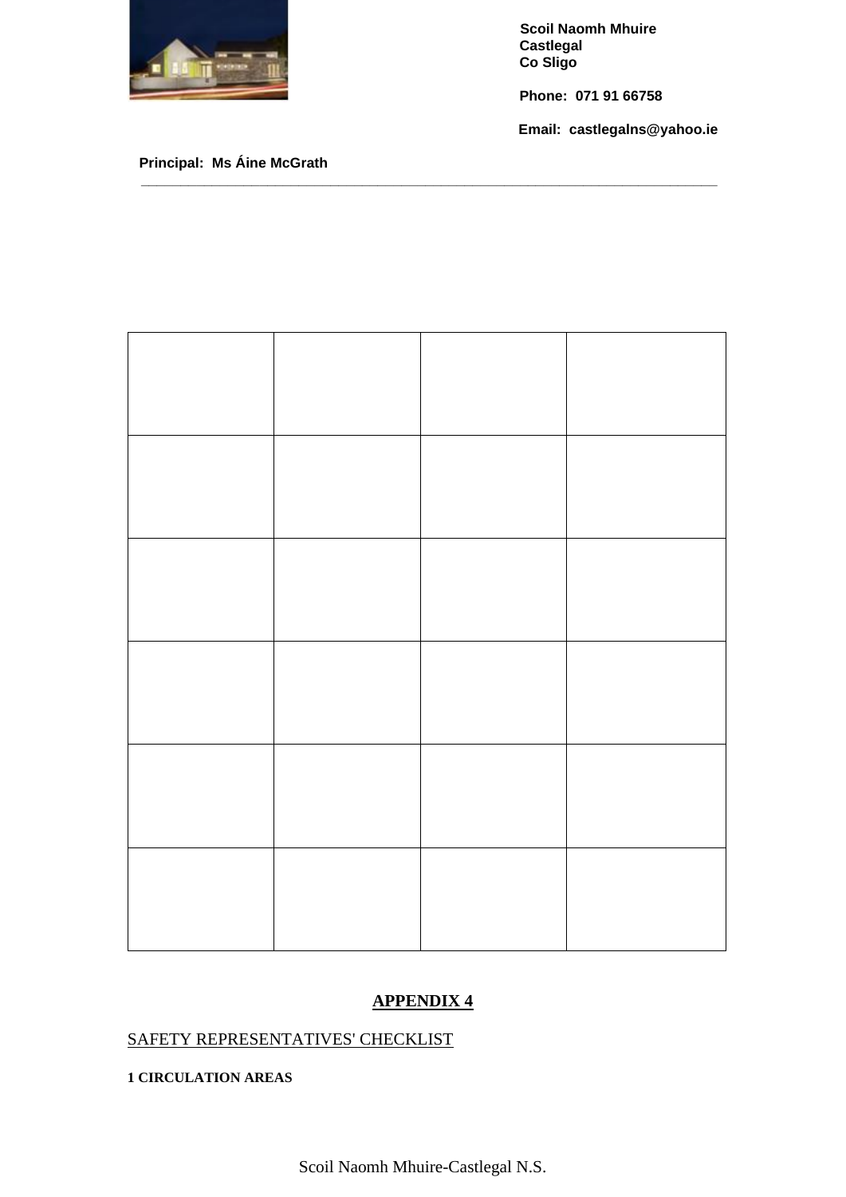Scoil Naomh Mhuire
Castlegal
Co Sligo

Phone: 071 91 66758

Email: castlegalns@yahoo.ie

Principal: Ms Áine McGrath

| | | | |
|---|---|---|---|
| | | | |
| | | | |
| | | | |
| | | | |
| | | | |

## APPENDIX 4

SAFETY REPRESENTATIVES' CHECKLIST

**1 CIRCULATION AREAS**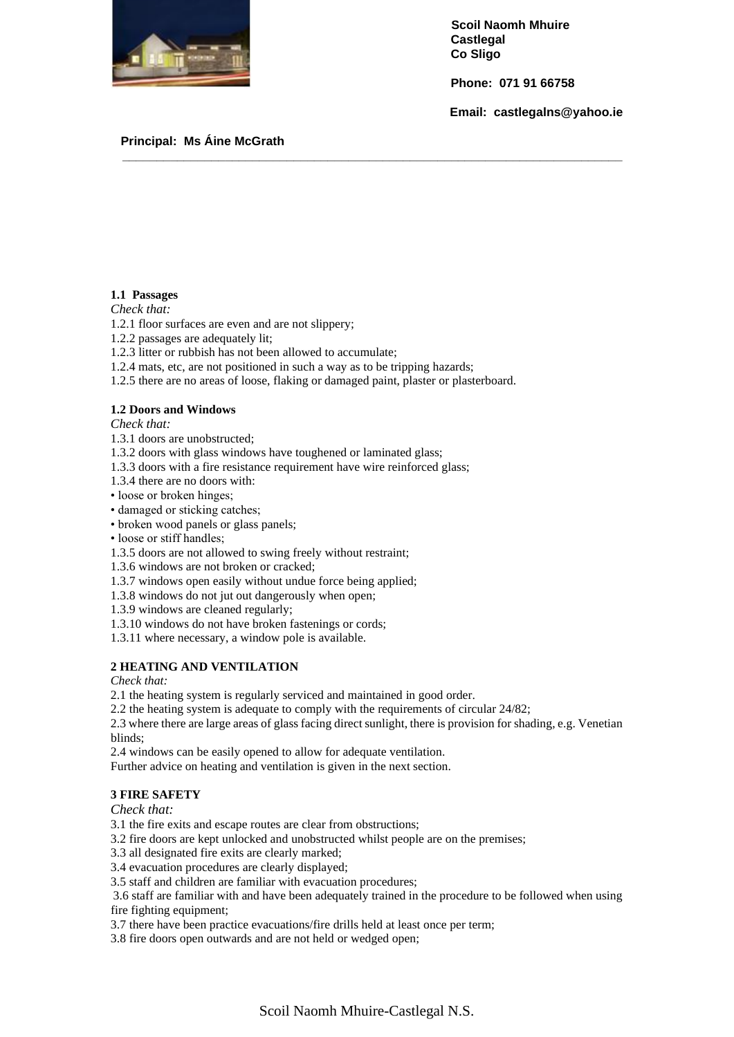Scoil Naomh Mhuire
Castlegal
Co Sligo

Phone: 071 91 66758

Email: castlegalns@yahoo.ie

**Principal: Ms Áine McGrath**

---

**1.1 Passages**

*Check that:*

1.2.1 floor surfaces are even and are not slippery;
1.2.2 passages are adequately lit;
1.2.3 litter or rubbish has not been allowed to accumulate;
1.2.4 mats, etc, are not positioned in such a way as to be tripping hazards;
1.2.5 there are no areas of loose, flaking or damaged paint, plaster or plasterboard.

**1.2 Doors and Windows**

*Check that:*

1.3.1 doors are unobstructed;
1.3.2 doors with glass windows have toughened or laminated glass;
1.3.3 doors with a fire resistance requirement have wire reinforced glass;
1.3.4 there are no doors with:
• loose or broken hinges;
• damaged or sticking catches;
• broken wood panels or glass panels;
• loose or stiff handles;
1.3.5 doors are not allowed to swing freely without restraint;
1.3.6 windows are not broken or cracked;
1.3.7 windows open easily without undue force being applied;
1.3.8 windows do not jut out dangerously when open;
1.3.9 windows are cleaned regularly;
1.3.10 windows do not have broken fastenings or cords;
1.3.11 where necessary, a window pole is available.

**2 HEATING AND VENTILATION**

*Check that:*

2.1 the heating system is regularly serviced and maintained in good order.
2.2 the heating system is adequate to comply with the requirements of circular 24/82;
2.3 where there are large areas of glass facing direct sunlight, there is provision for shading, e.g. Venetian blinds;
2.4 windows can be easily opened to allow for adequate ventilation.
Further advice on heating and ventilation is given in the next section.

**3 FIRE SAFETY**

*Check that:*

3.1 the fire exits and escape routes are clear from obstructions;
3.2 fire doors are kept unlocked and unobstructed whilst people are on the premises;
3.3 all designated fire exits are clearly marked;
3.4 evacuation procedures are clearly displayed;
3.5 staff and children are familiar with evacuation procedures;
3.6 staff are familiar with and have been adequately trained in the procedure to be followed when using fire fighting equipment;
3.7 there have been practice evacuations/fire drills held at least once per term;
3.8 fire doors open outwards and are not held or wedged open;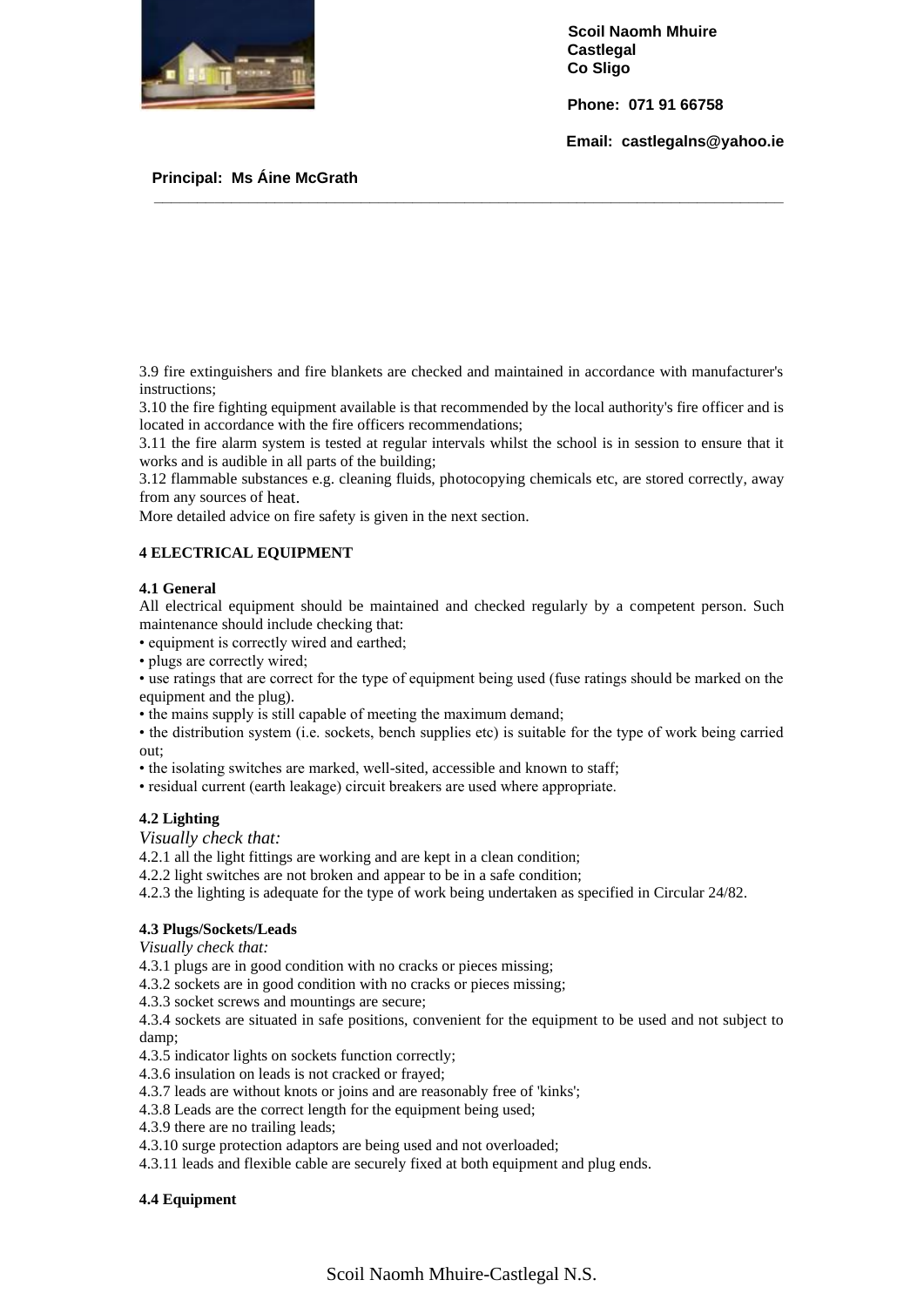3.9 fire extinguishers and fire blankets are checked and maintained in accordance with manufacturer's instructions;

3.10 the fire fighting equipment available is that recommended by the local authority's fire officer and is located in accordance with the fire officers recommendations;

3.11 the fire alarm system is tested at regular intervals whilst the school is in session to ensure that it works and is audible in all parts of the building;

3.12 flammable substances e.g. cleaning fluids, photocopying chemicals etc, are stored correctly, away from any sources of heat.

More detailed advice on fire safety is given in the next section.

## 4 ELECTRICAL EQUIPMENT

### 4.1 General

All electrical equipment should be maintained and checked regularly by a competent person. Such maintenance should include checking that:

- equipment is correctly wired and earthed;
- plugs are correctly wired;
- use ratings that are correct for the type of equipment being used (fuse ratings should be marked on the equipment and the plug).
- the mains supply is still capable of meeting the maximum demand;
- the distribution system (i.e. sockets, bench supplies etc) is suitable for the type of work being carried out;
- the isolating switches are marked, well-sited, accessible and known to staff;
- residual current (earth leakage) circuit breakers are used where appropriate.

### 4.2 Lighting

*Visually check that:*

4.2.1 all the light fittings are working and are kept in a clean condition;

4.2.2 light switches are not broken and appear to be in a safe condition;

4.2.3 the lighting is adequate for the type of work being undertaken as specified in Circular 24/82.

### 4.3 Plugs/Sockets/Leads

*Visually check that:*

4.3.1 plugs are in good condition with no cracks or pieces missing;

4.3.2 sockets are in good condition with no cracks or pieces missing;

4.3.3 socket screws and mountings are secure;

4.3.4 sockets are situated in safe positions, convenient for the equipment to be used and not subject to damp;

4.3.5 indicator lights on sockets function correctly;

4.3.6 insulation on leads is not cracked or frayed;

4.3.7 leads are without knots or joins and are reasonably free of 'kinks';

4.3.8 Leads are the correct length for the equipment being used;

4.3.9 there are no trailing leads;

4.3.10 surge protection adaptors are being used and not overloaded;

4.3.11 leads and flexible cable are securely fixed at both equipment and plug ends.

### 4.4 Equipment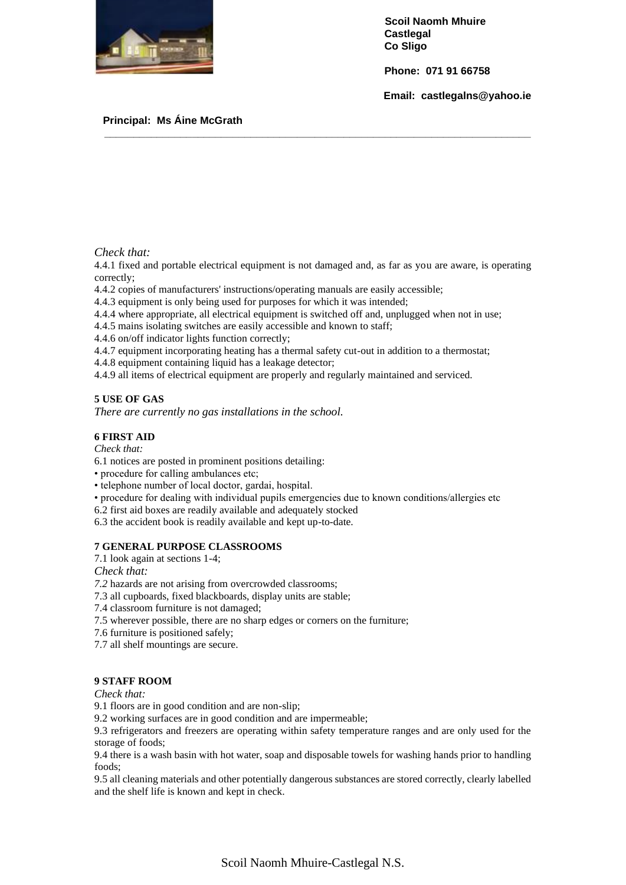*Check that:*

4.4.1 fixed and portable electrical equipment is not damaged and, as far as you are aware, is operating correctly;

4.4.2 copies of manufacturers' instructions/operating manuals are easily accessible;

4.4.3 equipment is only being used for purposes for which it was intended;

4.4.4 where appropriate, all electrical equipment is switched off and, unplugged when not in use;

4.4.5 mains isolating switches are easily accessible and known to staff;

4.4.6 on/off indicator lights function correctly;

4.4.7 equipment incorporating heating has a thermal safety cut-out in addition to a thermostat;

4.4.8 equipment containing liquid has a leakage detector;

4.4.9 all items of electrical equipment are properly and regularly maintained and serviced.

**5 USE OF GAS**

*There are currently no gas installations in the school.*

**6 FIRST AID**

*Check that:*

6.1 notices are posted in prominent positions detailing:

- procedure for calling ambulances etc;
- telephone number of local doctor, gardai, hospital.
- procedure for dealing with individual pupils emergencies due to known conditions/allergies etc

6.2 first aid boxes are readily available and adequately stocked

6.3 the accident book is readily available and kept up-to-date.

**7 GENERAL PURPOSE CLASSROOMS**

7.1 look again at sections 1-4;

*Check that:*

*7.2* hazards are not arising from overcrowded classrooms;

7.3 all cupboards, fixed blackboards, display units are stable;

7.4 classroom furniture is not damaged;

7.5 wherever possible, there are no sharp edges or corners on the furniture;

7.6 furniture is positioned safely;

7.7 all shelf mountings are secure.

**9 STAFF ROOM**

*Check that:*

9.1 floors are in good condition and are non-slip;

9.2 working surfaces are in good condition and are impermeable;

9.3 refrigerators and freezers are operating within safety temperature ranges and are only used for the storage of foods;

9.4 there is a wash basin with hot water, soap and disposable towels for washing hands prior to handling foods;

9.5 all cleaning materials and other potentially dangerous substances are stored correctly, clearly labelled and the shelf life is known and kept in check.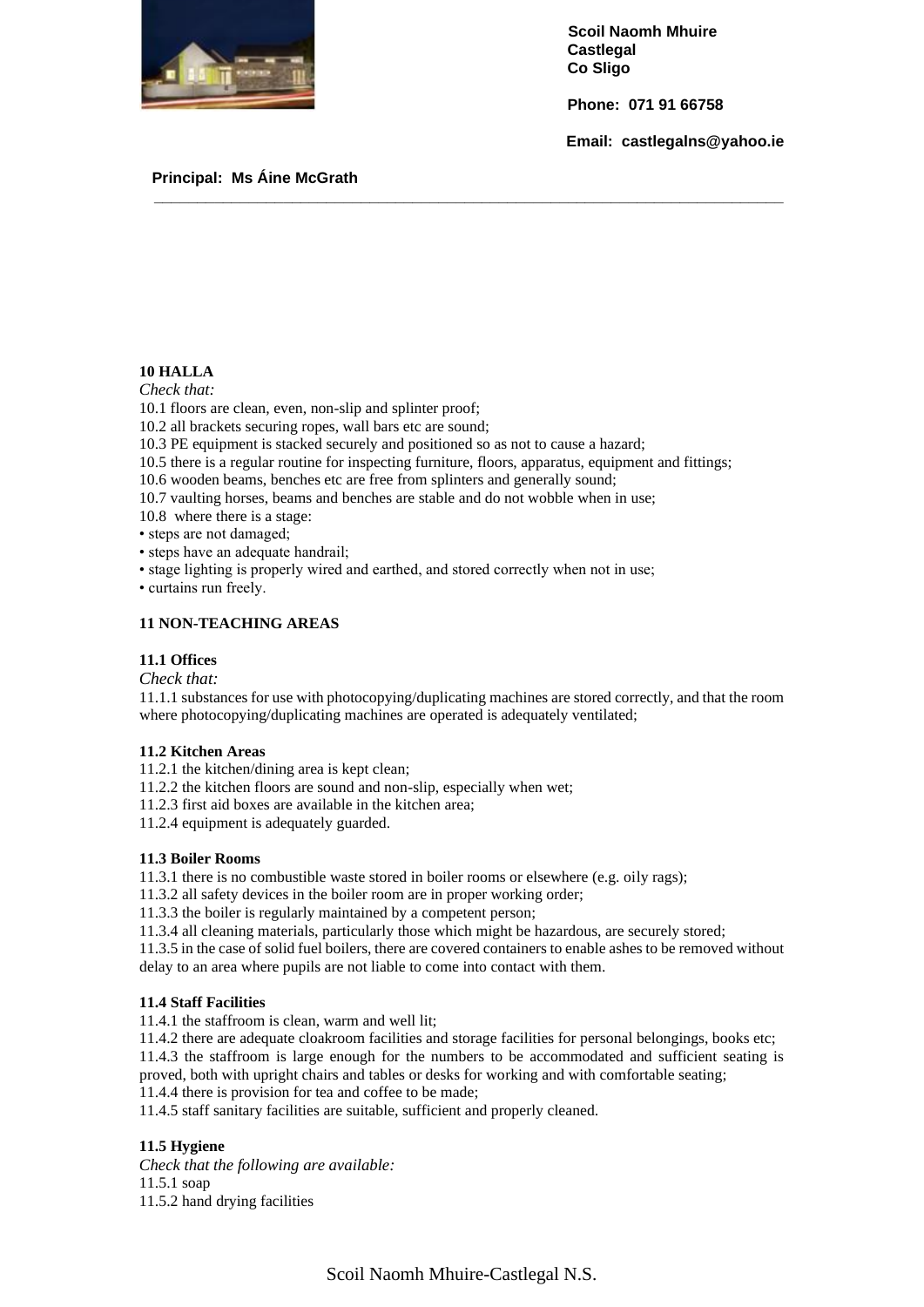## 10 HALLA

*Check that:*

10.1 floors are clean, even, non-slip and splinter proof;
10.2 all brackets securing ropes, wall bars etc are sound;
10.3 PE equipment is stacked securely and positioned so as not to cause a hazard;
10.5 there is a regular routine for inspecting furniture, floors, apparatus, equipment and fittings;
10.6 wooden beams, benches etc are free from splinters and generally sound;
10.7 vaulting horses, beams and benches are stable and do not wobble when in use;
10.8 where there is a stage:

- steps are not damaged;
- steps have an adequate handrail;
- stage lighting is properly wired and earthed, and stored correctly when not in use;
- curtains run freely.

## 11 NON-TEACHING AREAS

### 11.1 Offices

*Check that:*

11.1.1 substances for use with photocopying/duplicating machines are stored correctly, and that the room where photocopying/duplicating machines are operated is adequately ventilated;

### 11.2 Kitchen Areas

11.2.1 the kitchen/dining area is kept clean;
11.2.2 the kitchen floors are sound and non-slip, especially when wet;
11.2.3 first aid boxes are available in the kitchen area;
11.2.4 equipment is adequately guarded.

### 11.3 Boiler Rooms

11.3.1 there is no combustible waste stored in boiler rooms or elsewhere (e.g. oily rags);
11.3.2 all safety devices in the boiler room are in proper working order;
11.3.3 the boiler is regularly maintained by a competent person;
11.3.4 all cleaning materials, particularly those which might be hazardous, are securely stored;
11.3.5 in the case of solid fuel boilers, there are covered containers to enable ashes to be removed without delay to an area where pupils are not liable to come into contact with them.

### 11.4 Staff Facilities

11.4.1 the staffroom is clean, warm and well lit;
11.4.2 there are adequate cloakroom facilities and storage facilities for personal belongings, books etc;
11.4.3 the staffroom is large enough for the numbers to be accommodated and sufficient seating is proved, both with upright chairs and tables or desks for working and with comfortable seating;
11.4.4 there is provision for tea and coffee to be made;
11.4.5 staff sanitary facilities are suitable, sufficient and properly cleaned.

### 11.5 Hygiene

*Check that the following are available:*

11.5.1 soap
11.5.2 hand drying facilities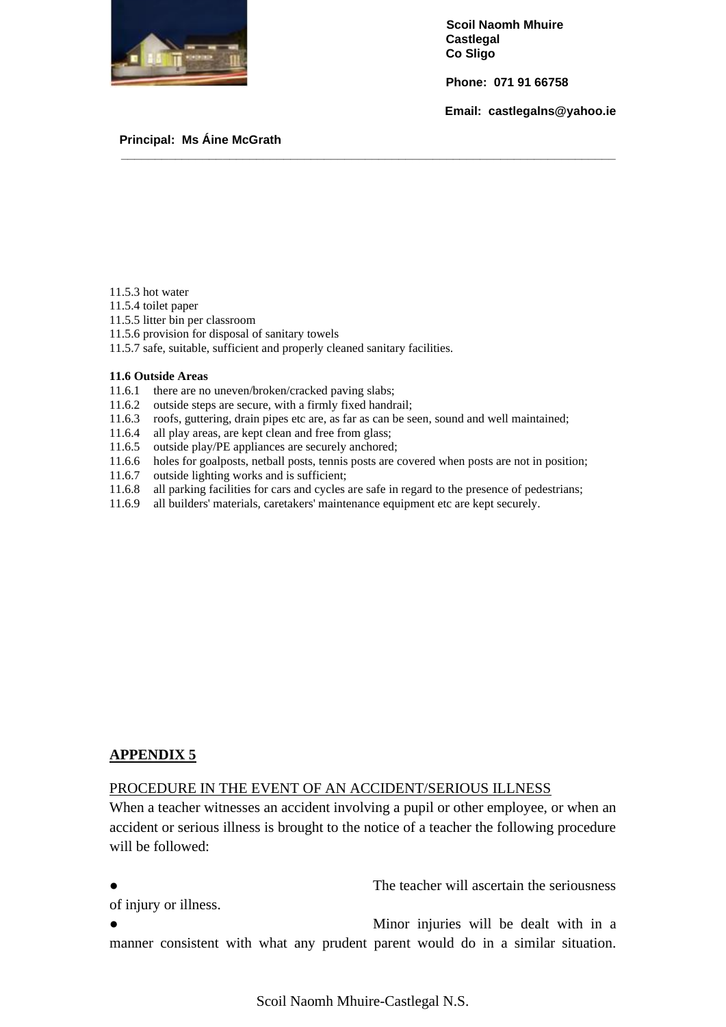11.5.3 hot water
11.5.4 toilet paper
11.5.5 litter bin per classroom
11.5.6 provision for disposal of sanitary towels
11.5.7 safe, suitable, sufficient and properly cleaned sanitary facilities.

**11.6 Outside Areas**

11.6.1 there are no uneven/broken/cracked paving slabs;
11.6.2 outside steps are secure, with a firmly fixed handrail;
11.6.3 roofs, guttering, drain pipes etc are, as far as can be seen, sound and well maintained;
11.6.4 all play areas, are kept clean and free from glass;
11.6.5 outside play/PE appliances are securely anchored;
11.6.6 holes for goalposts, netball posts, tennis posts are covered when posts are not in position;
11.6.7 outside lighting works and is sufficient;
11.6.8 all parking facilities for cars and cycles are safe in regard to the presence of pedestrians;
11.6.9 all builders' materials, caretakers' maintenance equipment etc are kept securely.

## APPENDIX 5

PROCEDURE IN THE EVENT OF AN ACCIDENT/SERIOUS ILLNESS

When a teacher witnesses an accident involving a pupil or other employee, or when an accident or serious illness is brought to the notice of a teacher the following procedure will be followed:

- The teacher will ascertain the seriousness of injury or illness.
- Minor injuries will be dealt with in a manner consistent with what any prudent parent would do in a similar situation.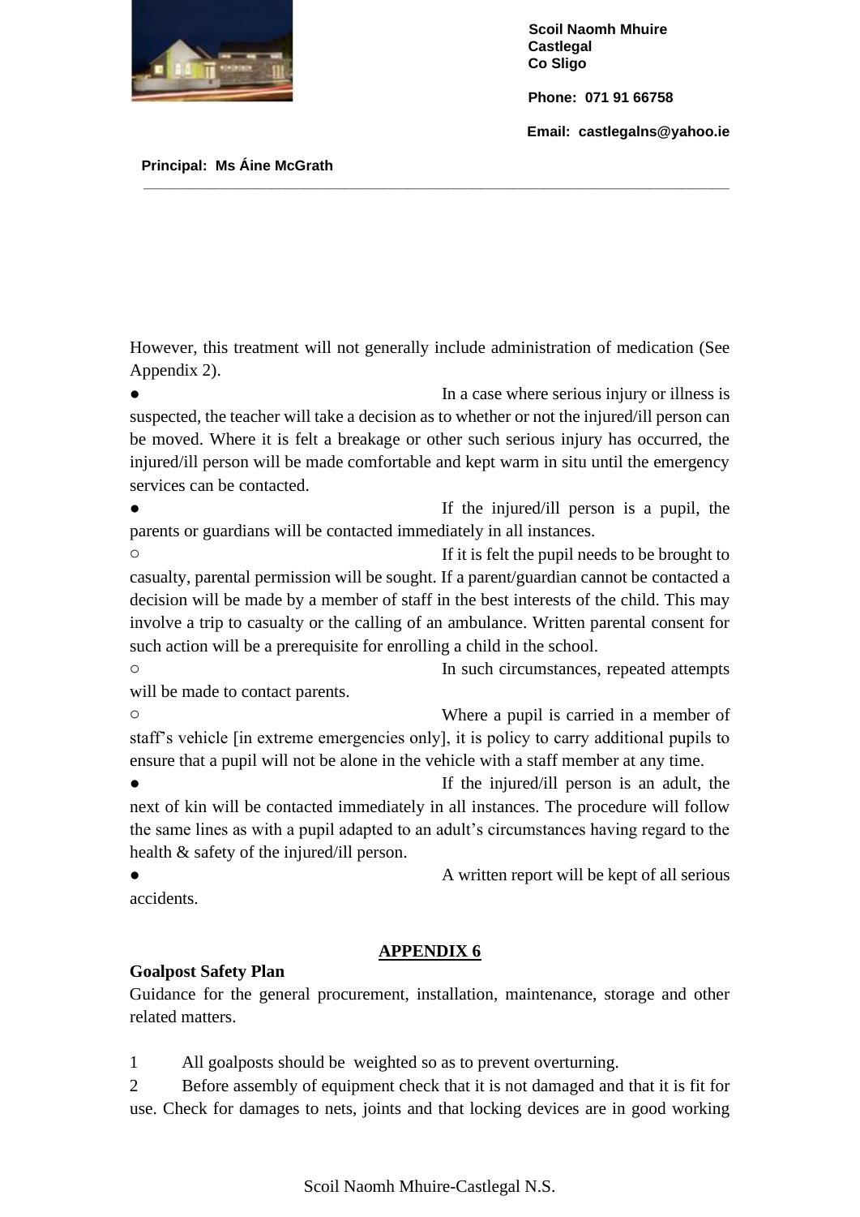However, this treatment will not generally include administration of medication (See Appendix 2).

- In a case where serious injury or illness is suspected, the teacher will take a decision as to whether or not the injured/ill person can be moved. Where it is felt a breakage or other such serious injury has occurred, the injured/ill person will be made comfortable and kept warm in situ until the emergency services can be contacted.
- If the injured/ill person is a pupil, the parents or guardians will be contacted immediately in all instances.
    - If it is felt the pupil needs to be brought to casualty, parental permission will be sought. If a parent/guardian cannot be contacted a decision will be made by a member of staff in the best interests of the child. This may involve a trip to casualty or the calling of an ambulance. Written parental consent for such action will be a prerequisite for enrolling a child in the school.
    - In such circumstances, repeated attempts will be made to contact parents.
    - Where a pupil is carried in a member of staff's vehicle [in extreme emergencies only], it is policy to carry additional pupils to ensure that a pupil will not be alone in the vehicle with a staff member at any time.
- If the injured/ill person is an adult, the next of kin will be contacted immediately in all instances. The procedure will follow the same lines as with a pupil adapted to an adult's circumstances having regard to the health & safety of the injured/ill person.
- A written report will be kept of all serious accidents.

## APPENDIX 6

**Goalpost Safety Plan**

Guidance for the general procurement, installation, maintenance, storage and other related matters.

1. All goalposts should be weighted so as to prevent overturning.
2. Before assembly of equipment check that it is not damaged and that it is fit for use. Check for damages to nets, joints and that locking devices are in good working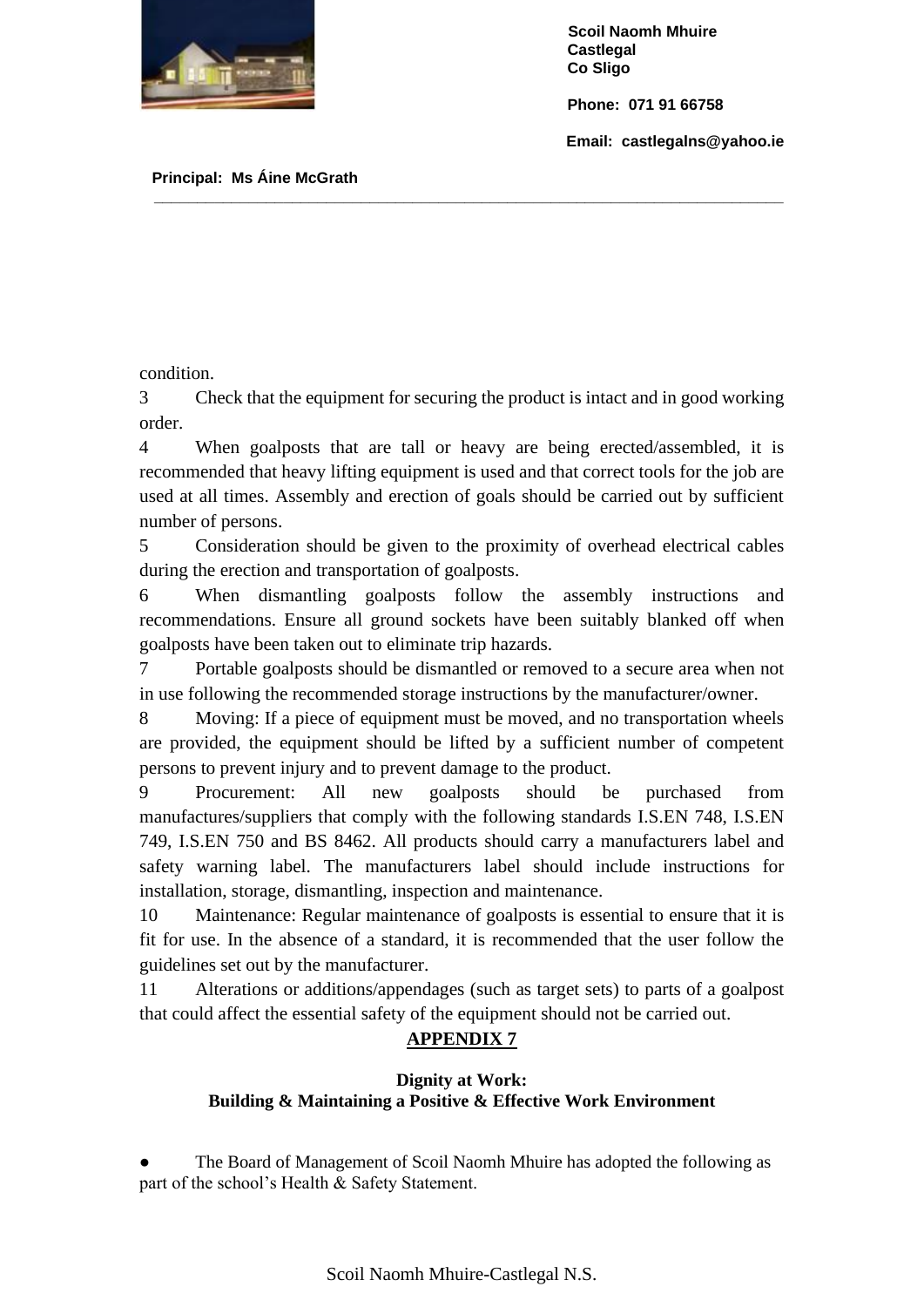condition.

3 Check that the equipment for securing the product is intact and in good working order.

4 When goalposts that are tall or heavy are being erected/assembled, it is recommended that heavy lifting equipment is used and that correct tools for the job are used at all times. Assembly and erection of goals should be carried out by sufficient number of persons.

5 Consideration should be given to the proximity of overhead electrical cables during the erection and transportation of goalposts.

6 When dismantling goalposts follow the assembly instructions and recommendations. Ensure all ground sockets have been suitably blanked off when goalposts have been taken out to eliminate trip hazards.

7 Portable goalposts should be dismantled or removed to a secure area when not in use following the recommended storage instructions by the manufacturer/owner.

8 Moving: If a piece of equipment must be moved, and no transportation wheels are provided, the equipment should be lifted by a sufficient number of competent persons to prevent injury and to prevent damage to the product.

9 Procurement: All new goalposts should be purchased from manufactures/suppliers that comply with the following standards I.S.EN 748, I.S.EN 749, I.S.EN 750 and BS 8462. All products should carry a manufacturers label and safety warning label. The manufacturers label should include instructions for installation, storage, dismantling, inspection and maintenance.

10 Maintenance: Regular maintenance of goalposts is essential to ensure that it is fit for use. In the absence of a standard, it is recommended that the user follow the guidelines set out by the manufacturer.

11 Alterations or additions/appendages (such as target sets) to parts of a goalpost that could affect the essential safety of the equipment should not be carried out.

## APPENDIX 7

### Dignity at Work:
### Building & Maintaining a Positive & Effective Work Environment

- The Board of Management of Scoil Naomh Mhuire has adopted the following as part of the school's Health & Safety Statement.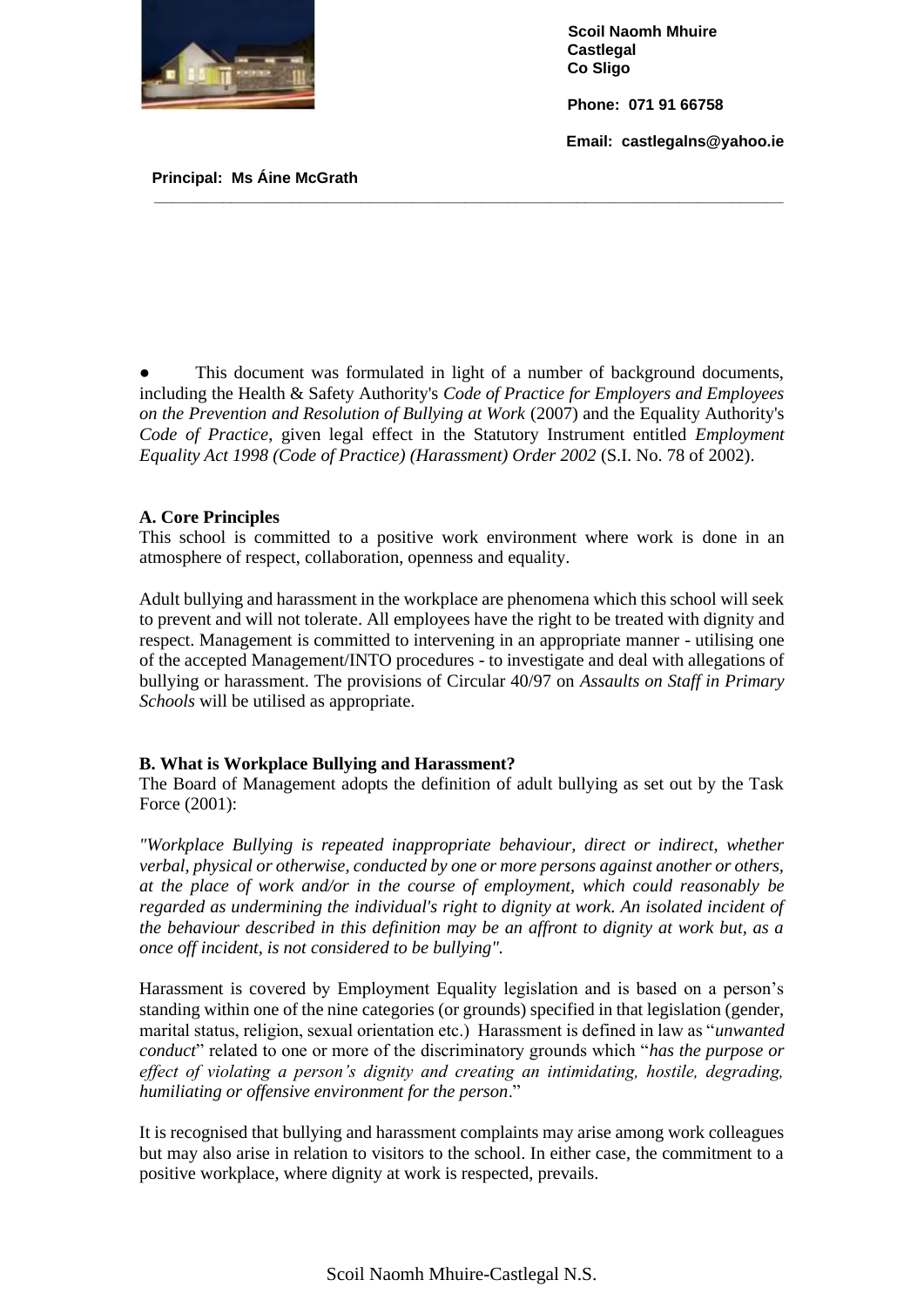Scoil Naomh Mhuire
Castlegal
Co Sligo

Phone: 071 91 66758

Email: castlegalns@yahoo.ie

**Principal: Ms Áine McGrath**

- This document was formulated in light of a number of background documents, including the Health & Safety Authority's *Code of Practice for Employers and Employees on the Prevention and Resolution of Bullying at Work* (2007) and the Equality Authority's *Code of Practice*, given legal effect in the Statutory Instrument entitled *Employment Equality Act 1998 (Code of Practice) (Harassment) Order 2002* (S.I. No. 78 of 2002).

**A. Core Principles**

This school is committed to a positive work environment where work is done in an atmosphere of respect, collaboration, openness and equality.

Adult bullying and harassment in the workplace are phenomena which this school will seek to prevent and will not tolerate. All employees have the right to be treated with dignity and respect. Management is committed to intervening in an appropriate manner - utilising one of the accepted Management/INTO procedures - to investigate and deal with allegations of bullying or harassment. The provisions of Circular 40/97 on *Assaults on Staff in Primary Schools* will be utilised as appropriate.

**B. What is Workplace Bullying and Harassment?**

The Board of Management adopts the definition of adult bullying as set out by the Task Force (2001):

*"Workplace Bullying is repeated inappropriate behaviour, direct or indirect, whether verbal, physical or otherwise, conducted by one or more persons against another or others, at the place of work and/or in the course of employment, which could reasonably be regarded as undermining the individual's right to dignity at work. An isolated incident of the behaviour described in this definition may be an affront to dignity at work but, as a once off incident, is not considered to be bullying".*

Harassment is covered by Employment Equality legislation and is based on a person's standing within one of the nine categories (or grounds) specified in that legislation (gender, marital status, religion, sexual orientation etc.) Harassment is defined in law as "*unwanted conduct*" related to one or more of the discriminatory grounds which "*has the purpose or effect of violating a person's dignity and creating an intimidating, hostile, degrading, humiliating or offensive environment for the person*."

It is recognised that bullying and harassment complaints may arise among work colleagues but may also arise in relation to visitors to the school. In either case, the commitment to a positive workplace, where dignity at work is respected, prevails.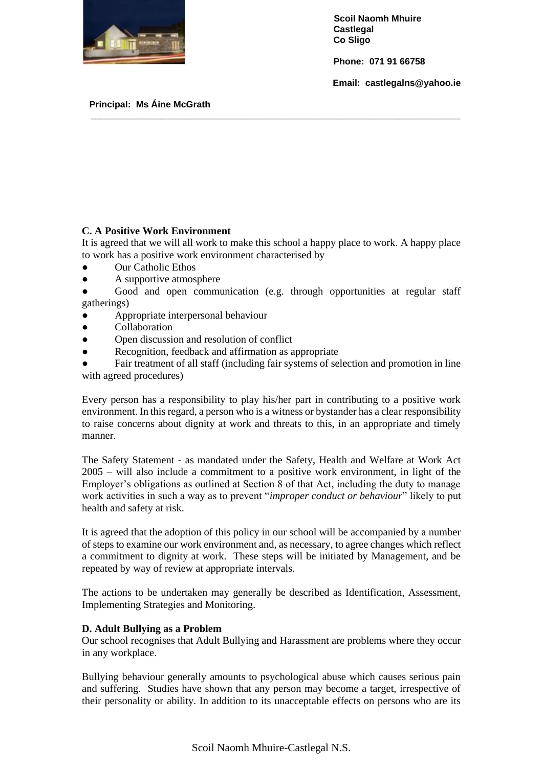Scoil Naomh Mhuire
Castlegal
Co Sligo

Phone: 071 91 66758

Email: castlegalns@yahoo.ie

**Principal: Ms Áine McGrath**

---

**C. A Positive Work Environment**

It is agreed that we will all work to make this school a happy place to work. A happy place to work has a positive work environment characterised by

- Our Catholic Ethos
- A supportive atmosphere
- Good and open communication (e.g. through opportunities at regular staff gatherings)
- Appropriate interpersonal behaviour
- Collaboration
- Open discussion and resolution of conflict
- Recognition, feedback and affirmation as appropriate
- Fair treatment of all staff (including fair systems of selection and promotion in line with agreed procedures)

Every person has a responsibility to play his/her part in contributing to a positive work environment. In this regard, a person who is a witness or bystander has a clear responsibility to raise concerns about dignity at work and threats to this, in an appropriate and timely manner.

The Safety Statement - as mandated under the Safety, Health and Welfare at Work Act 2005 – will also include a commitment to a positive work environment, in light of the Employer's obligations as outlined at Section 8 of that Act, including the duty to manage work activities in such a way as to prevent "*improper conduct or behaviour*" likely to put health and safety at risk.

It is agreed that the adoption of this policy in our school will be accompanied by a number of steps to examine our work environment and, as necessary, to agree changes which reflect a commitment to dignity at work. These steps will be initiated by Management, and be repeated by way of review at appropriate intervals.

The actions to be undertaken may generally be described as Identification, Assessment, Implementing Strategies and Monitoring.

**D. Adult Bullying as a Problem**

Our school recognises that Adult Bullying and Harassment are problems where they occur in any workplace.

Bullying behaviour generally amounts to psychological abuse which causes serious pain and suffering. Studies have shown that any person may become a target, irrespective of their personality or ability. In addition to its unacceptable effects on persons who are its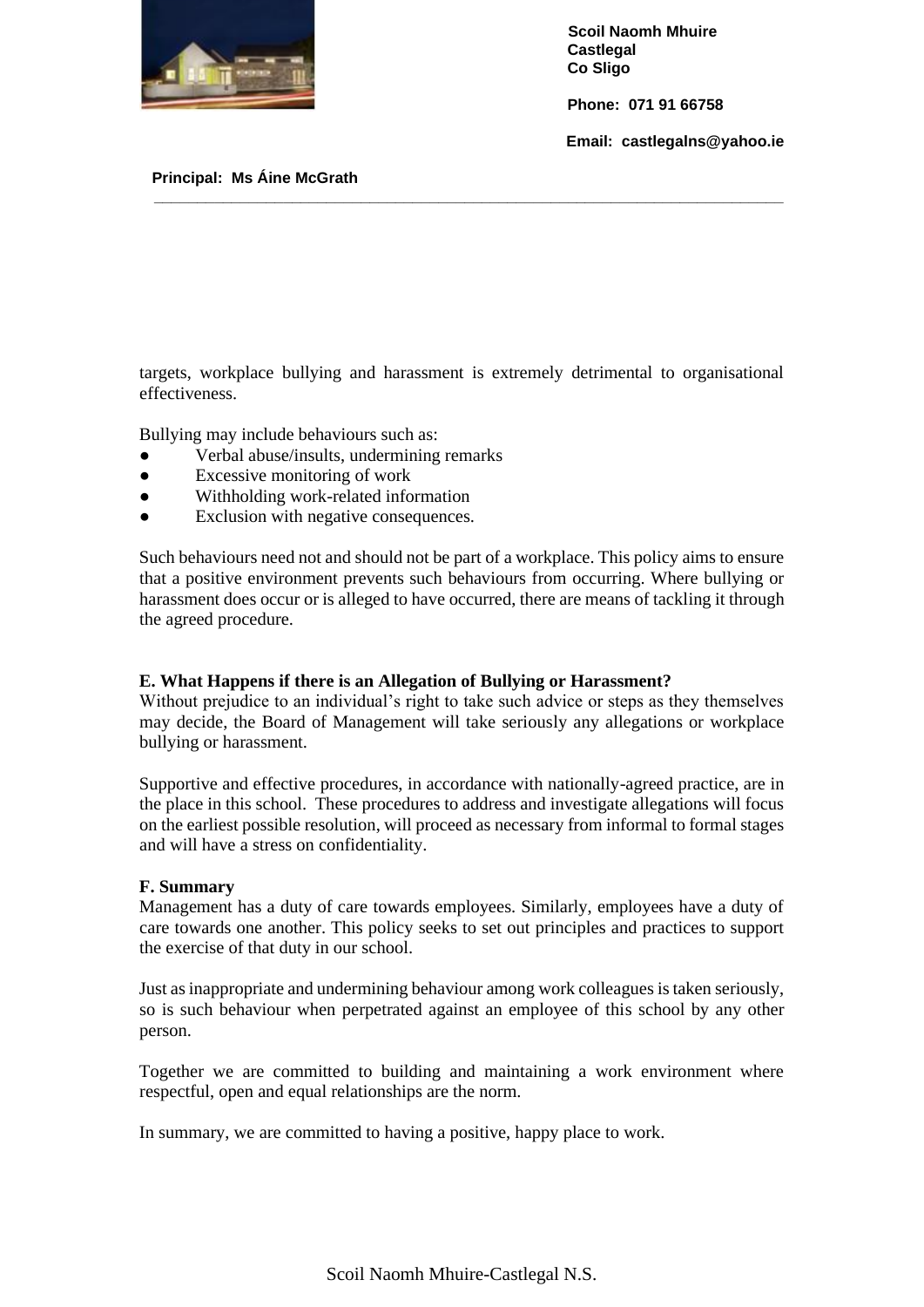targets, workplace bullying and harassment is extremely detrimental to organisational effectiveness.

Bullying may include behaviours such as:

- Verbal abuse/insults, undermining remarks
- Excessive monitoring of work
- Withholding work-related information
- Exclusion with negative consequences.

Such behaviours need not and should not be part of a workplace. This policy aims to ensure that a positive environment prevents such behaviours from occurring. Where bullying or harassment does occur or is alleged to have occurred, there are means of tackling it through the agreed procedure.

**E. What Happens if there is an Allegation of Bullying or Harassment?**

Without prejudice to an individual's right to take such advice or steps as they themselves may decide, the Board of Management will take seriously any allegations or workplace bullying or harassment.

Supportive and effective procedures, in accordance with nationally-agreed practice, are in the place in this school. These procedures to address and investigate allegations will focus on the earliest possible resolution, will proceed as necessary from informal to formal stages and will have a stress on confidentiality.

**F. Summary**

Management has a duty of care towards employees. Similarly, employees have a duty of care towards one another. This policy seeks to set out principles and practices to support the exercise of that duty in our school.

Just as inappropriate and undermining behaviour among work colleagues is taken seriously, so is such behaviour when perpetrated against an employee of this school by any other person.

Together we are committed to building and maintaining a work environment where respectful, open and equal relationships are the norm.

In summary, we are committed to having a positive, happy place to work.